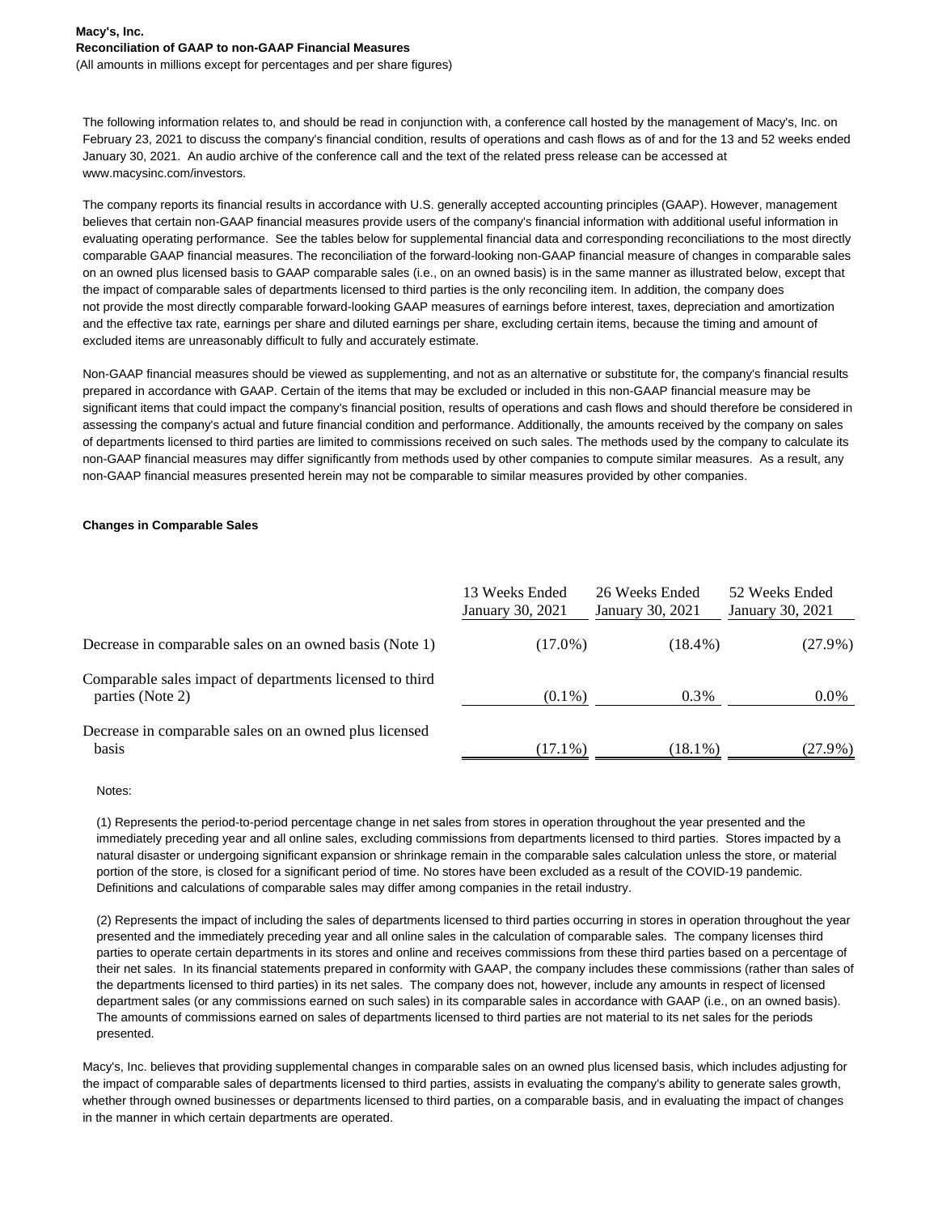**Macy's, Inc.**
**Reconciliation of GAAP to non-GAAP Financial Measures**
(All amounts in millions except for percentages and per share figures)

The following information relates to, and should be read in conjunction with, a conference call hosted by the management of Macy's, Inc. on February 23, 2021 to discuss the company's financial condition, results of operations and cash flows as of and for the 13 and 52 weeks ended January 30, 2021. An audio archive of the conference call and the text of the related press release can be accessed at www.macysinc.com/investors.

The company reports its financial results in accordance with U.S. generally accepted accounting principles (GAAP). However, management believes that certain non-GAAP financial measures provide users of the company's financial information with additional useful information in evaluating operating performance. See the tables below for supplemental financial data and corresponding reconciliations to the most directly comparable GAAP financial measures. The reconciliation of the forward-looking non-GAAP financial measure of changes in comparable sales on an owned plus licensed basis to GAAP comparable sales (i.e., on an owned basis) is in the same manner as illustrated below, except that the impact of comparable sales of departments licensed to third parties is the only reconciling item. In addition, the company does not provide the most directly comparable forward-looking GAAP measures of earnings before interest, taxes, depreciation and amortization and the effective tax rate, earnings per share and diluted earnings per share, excluding certain items, because the timing and amount of excluded items are unreasonably difficult to fully and accurately estimate.

Non-GAAP financial measures should be viewed as supplementing, and not as an alternative or substitute for, the company's financial results prepared in accordance with GAAP. Certain of the items that may be excluded or included in this non-GAAP financial measure may be significant items that could impact the company's financial position, results of operations and cash flows and should therefore be considered in assessing the company's actual and future financial condition and performance. Additionally, the amounts received by the company on sales of departments licensed to third parties are limited to commissions received on such sales. The methods used by the company to calculate its non-GAAP financial measures may differ significantly from methods used by other companies to compute similar measures. As a result, any non-GAAP financial measures presented herein may not be comparable to similar measures provided by other companies.

**Changes in Comparable Sales**

| | 13 Weeks Ended January 30, 2021 | 26 Weeks Ended January 30, 2021 | 52 Weeks Ended January 30, 2021 |
|---|---|---|---|
| Decrease in comparable sales on an owned basis (Note 1) | (17.0%) | (18.4%) | (27.9%) |
| Comparable sales impact of departments licensed to third parties (Note 2) | (0.1%) | 0.3% | 0.0% |
| Decrease in comparable sales on an owned plus licensed basis | (17.1%) | (18.1%) | (27.9%) |

Notes:

(1) Represents the period-to-period percentage change in net sales from stores in operation throughout the year presented and the immediately preceding year and all online sales, excluding commissions from departments licensed to third parties. Stores impacted by a natural disaster or undergoing significant expansion or shrinkage remain in the comparable sales calculation unless the store, or material portion of the store, is closed for a significant period of time. No stores have been excluded as a result of the COVID-19 pandemic. Definitions and calculations of comparable sales may differ among companies in the retail industry.

(2) Represents the impact of including the sales of departments licensed to third parties occurring in stores in operation throughout the year presented and the immediately preceding year and all online sales in the calculation of comparable sales. The company licenses third parties to operate certain departments in its stores and online and receives commissions from these third parties based on a percentage of their net sales. In its financial statements prepared in conformity with GAAP, the company includes these commissions (rather than sales of the departments licensed to third parties) in its net sales. The company does not, however, include any amounts in respect of licensed department sales (or any commissions earned on such sales) in its comparable sales in accordance with GAAP (i.e., on an owned basis). The amounts of commissions earned on sales of departments licensed to third parties are not material to its net sales for the periods presented.

Macy's, Inc. believes that providing supplemental changes in comparable sales on an owned plus licensed basis, which includes adjusting for the impact of comparable sales of departments licensed to third parties, assists in evaluating the company's ability to generate sales growth, whether through owned businesses or departments licensed to third parties, on a comparable basis, and in evaluating the impact of changes in the manner in which certain departments are operated.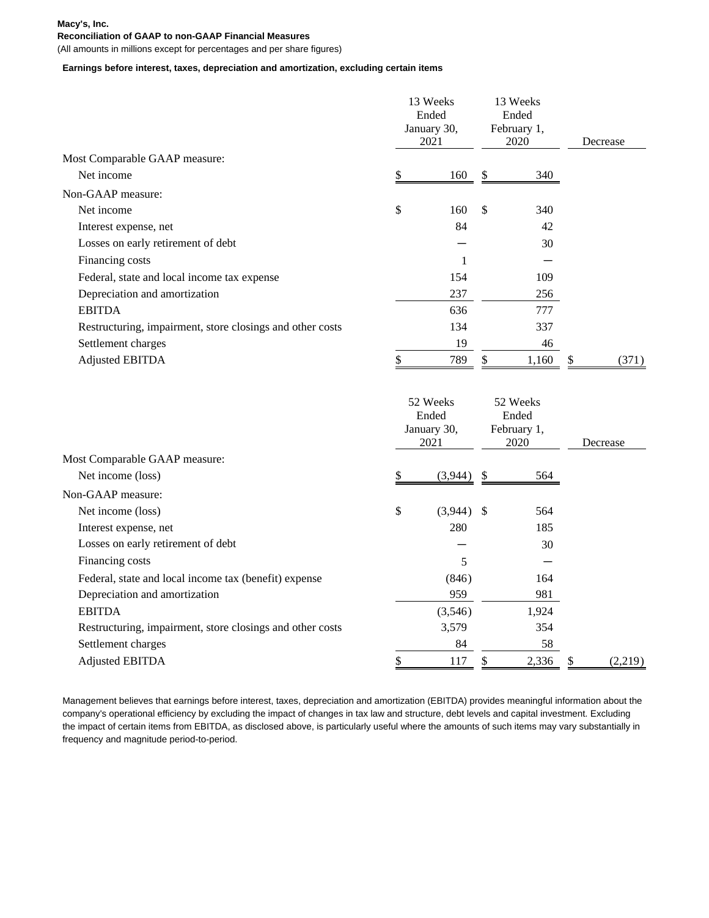**Macy's, Inc.**
**Reconciliation of GAAP to non-GAAP Financial Measures**
(All amounts in millions except for percentages and per share figures)

**Earnings before interest, taxes, depreciation and amortization, excluding certain items**

| | 13 Weeks Ended January 30, 2021 | 13 Weeks Ended February 1, 2020 | Decrease |
|---|---|---|---|
| Most Comparable GAAP measure: | | | |
| Net income | $ 160 | $ 340 | |
| Non-GAAP measure: | | | |
| Net income | $ 160 | $ 340 | |
| Interest expense, net | 84 | 42 | |
| Losses on early retirement of debt | — | 30 | |
| Financing costs | 1 | — | |
| Federal, state and local income tax expense | 154 | 109 | |
| Depreciation and amortization | 237 | 256 | |
| EBITDA | 636 | 777 | |
| Restructuring, impairment, store closings and other costs | 134 | 337 | |
| Settlement charges | 19 | 46 | |
| Adjusted EBITDA | $ 789 | $ 1,160 | $ (371) |

| | 52 Weeks Ended January 30, 2021 | 52 Weeks Ended February 1, 2020 | Decrease |
|---|---|---|---|
| Most Comparable GAAP measure: | | | |
| Net income (loss) | $ (3,944) | $ 564 | |
| Non-GAAP measure: | | | |
| Net income (loss) | $ (3,944) | $ 564 | |
| Interest expense, net | 280 | 185 | |
| Losses on early retirement of debt | — | 30 | |
| Financing costs | 5 | — | |
| Federal, state and local income tax (benefit) expense | (846) | 164 | |
| Depreciation and amortization | 959 | 981 | |
| EBITDA | (3,546) | 1,924 | |
| Restructuring, impairment, store closings and other costs | 3,579 | 354 | |
| Settlement charges | 84 | 58 | |
| Adjusted EBITDA | $ 117 | $ 2,336 | $ (2,219) |

Management believes that earnings before interest, taxes, depreciation and amortization (EBITDA) provides meaningful information about the company's operational efficiency by excluding the impact of changes in tax law and structure, debt levels and capital investment. Excluding the impact of certain items from EBITDA, as disclosed above, is particularly useful where the amounts of such items may vary substantially in frequency and magnitude period-to-period.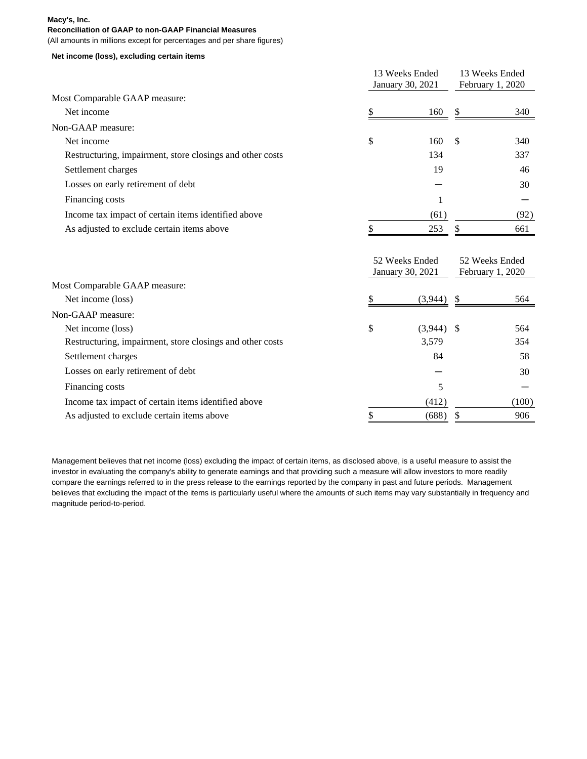**Macy's, Inc.**

**Reconciliation of GAAP to non-GAAP Financial Measures**

(All amounts in millions except for percentages and per share figures)

**Net income (loss), excluding certain items**

| | 13 Weeks Ended January 30, 2021 | 13 Weeks Ended February 1, 2020 |
|---|---|---|
| Most Comparable GAAP measure: | | |
| Net income | $ 160 | $ 340 |
| Non-GAAP measure: | | |
| Net income | $ 160 | $ 340 |
| Restructuring, impairment, store closings and other costs | 134 | 337 |
| Settlement charges | 19 | 46 |
| Losses on early retirement of debt | — | 30 |
| Financing costs | 1 | — |
| Income tax impact of certain items identified above | (61) | (92) |
| As adjusted to exclude certain items above | $ 253 | $ 661 |

| | 52 Weeks Ended January 30, 2021 | 52 Weeks Ended February 1, 2020 |
|---|---|---|
| Most Comparable GAAP measure: | | |
| Net income (loss) | $ (3,944) | $ 564 |
| Non-GAAP measure: | | |
| Net income (loss) | $ (3,944) | $ 564 |
| Restructuring, impairment, store closings and other costs | 3,579 | 354 |
| Settlement charges | 84 | 58 |
| Losses on early retirement of debt | — | 30 |
| Financing costs | 5 | — |
| Income tax impact of certain items identified above | (412) | (100) |
| As adjusted to exclude certain items above | $ (688) | $ 906 |

Management believes that net income (loss) excluding the impact of certain items, as disclosed above, is a useful measure to assist the investor in evaluating the company's ability to generate earnings and that providing such a measure will allow investors to more readily compare the earnings referred to in the press release to the earnings reported by the company in past and future periods. Management believes that excluding the impact of the items is particularly useful where the amounts of such items may vary substantially in frequency and magnitude period-to-period.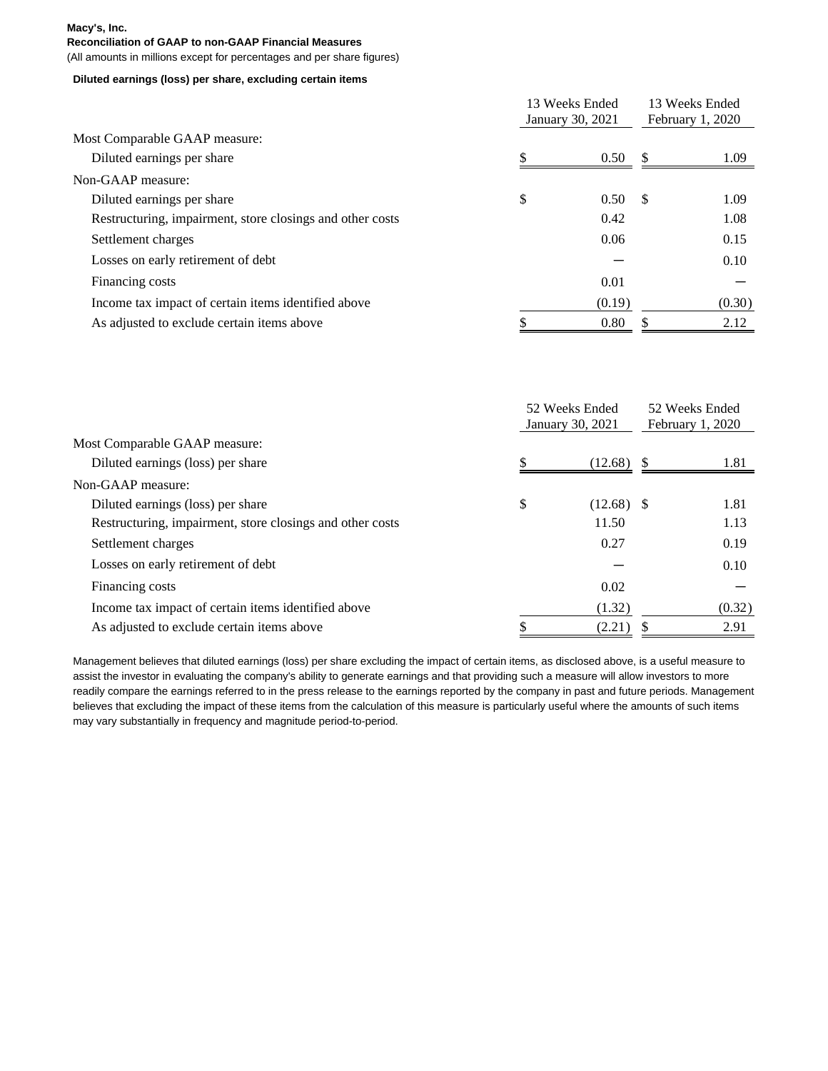**Macy's, Inc.**

**Reconciliation of GAAP to non-GAAP Financial Measures**

(All amounts in millions except for percentages and per share figures)

**Diluted earnings (loss) per share, excluding certain items**

| | 13 Weeks Ended January 30, 2021 | 13 Weeks Ended February 1, 2020 |
|---|---|---|
| Most Comparable GAAP measure: | | |
| Diluted earnings per share | $ 0.50 | $ 1.09 |
| Non-GAAP measure: | | |
| Diluted earnings per share | $ 0.50 | $ 1.09 |
| Restructuring, impairment, store closings and other costs | 0.42 | 1.08 |
| Settlement charges | 0.06 | 0.15 |
| Losses on early retirement of debt | — | 0.10 |
| Financing costs | 0.01 | — |
| Income tax impact of certain items identified above | (0.19) | (0.30) |
| As adjusted to exclude certain items above | $ 0.80 | $ 2.12 |

| | 52 Weeks Ended January 30, 2021 | 52 Weeks Ended February 1, 2020 |
|---|---|---|
| Most Comparable GAAP measure: | | |
| Diluted earnings (loss) per share | $ (12.68) | $ 1.81 |
| Non-GAAP measure: | | |
| Diluted earnings (loss) per share | $ (12.68) | $ 1.81 |
| Restructuring, impairment, store closings and other costs | 11.50 | 1.13 |
| Settlement charges | 0.27 | 0.19 |
| Losses on early retirement of debt | — | 0.10 |
| Financing costs | 0.02 | — |
| Income tax impact of certain items identified above | (1.32) | (0.32) |
| As adjusted to exclude certain items above | $ (2.21) | $ 2.91 |

Management believes that diluted earnings (loss) per share excluding the impact of certain items, as disclosed above, is a useful measure to assist the investor in evaluating the company's ability to generate earnings and that providing such a measure will allow investors to more readily compare the earnings referred to in the press release to the earnings reported by the company in past and future periods. Management believes that excluding the impact of these items from the calculation of this measure is particularly useful where the amounts of such items may vary substantially in frequency and magnitude period-to-period.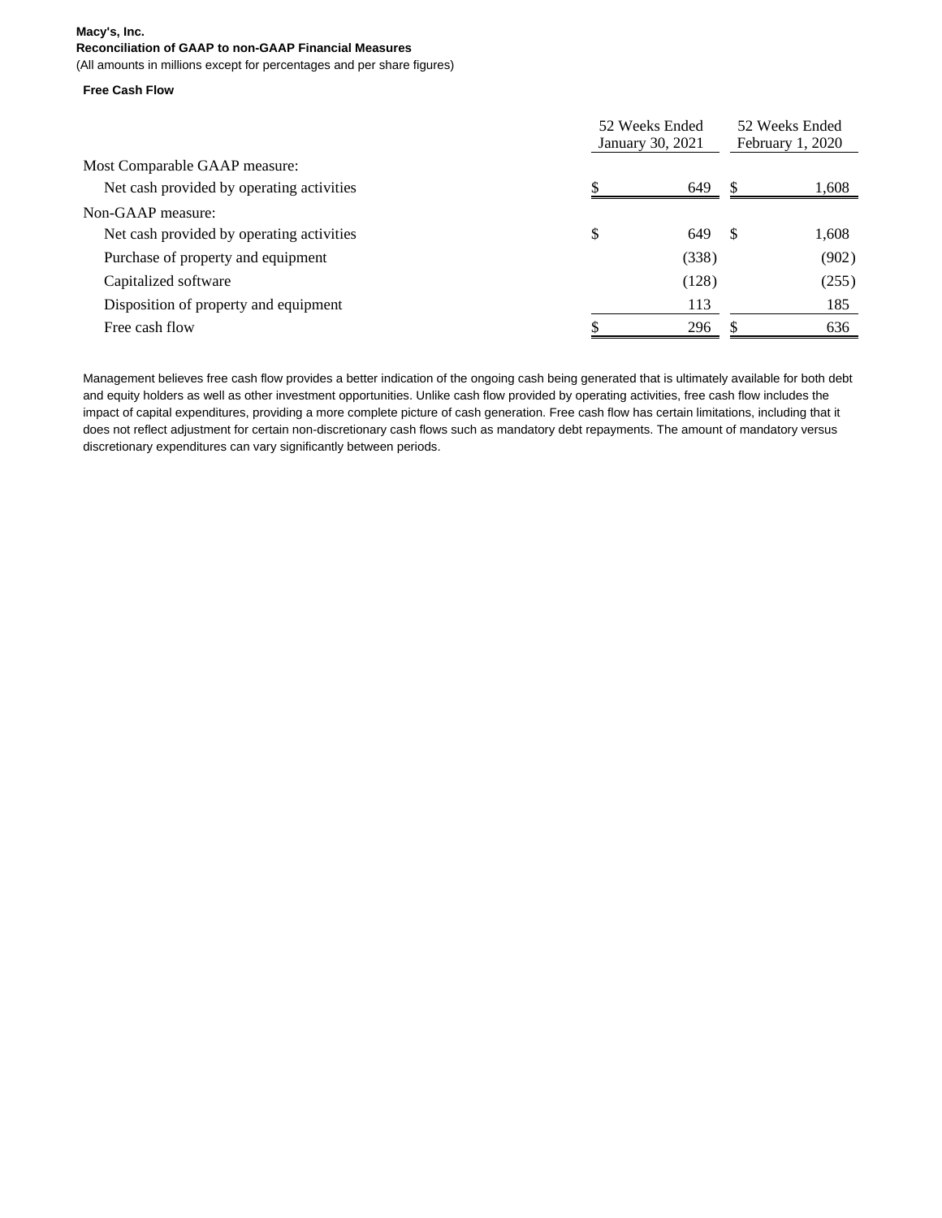**Macy's, Inc.**
**Reconciliation of GAAP to non-GAAP Financial Measures**
(All amounts in millions except for percentages and per share figures)

**Free Cash Flow**

| | 52 Weeks Ended January 30, 2021 | 52 Weeks Ended February 1, 2020 |
|---|---|---|
| Most Comparable GAAP measure: | | |
| Net cash provided by operating activities | $ 649 | $ 1,608 |
| Non-GAAP measure: | | |
| Net cash provided by operating activities | $ 649 | $ 1,608 |
| Purchase of property and equipment | (338) | (902) |
| Capitalized software | (128) | (255) |
| Disposition of property and equipment | 113 | 185 |
| Free cash flow | $ 296 | $ 636 |

Management believes free cash flow provides a better indication of the ongoing cash being generated that is ultimately available for both debt and equity holders as well as other investment opportunities. Unlike cash flow provided by operating activities, free cash flow includes the impact of capital expenditures, providing a more complete picture of cash generation. Free cash flow has certain limitations, including that it does not reflect adjustment for certain non-discretionary cash flows such as mandatory debt repayments. The amount of mandatory versus discretionary expenditures can vary significantly between periods.